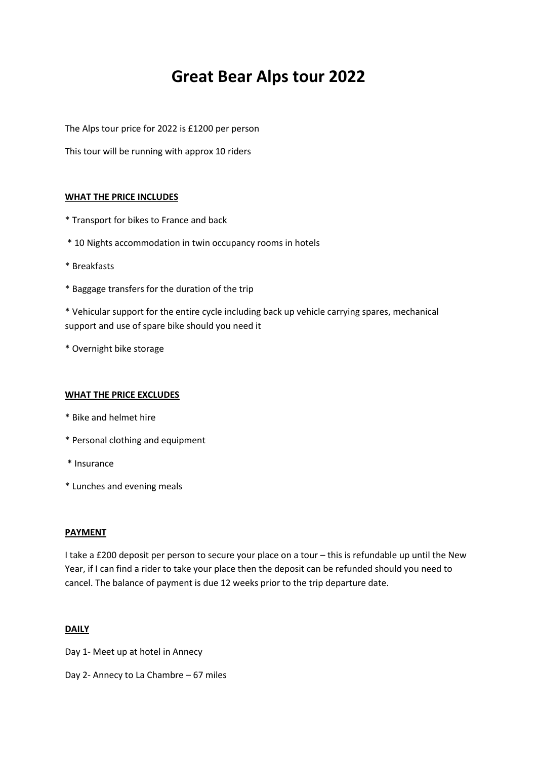# Great Bear Alps tour 2022

The Alps tour price for 2022 is £1200 per person

This tour will be running with approx 10 riders

**WHAT THE PRICE INCLUDES**

* Transport for bikes to France and back

* 10 Nights accommodation in twin occupancy rooms in hotels

* Breakfasts

* Baggage transfers for the duration of the trip

* Vehicular support for the entire cycle including back up vehicle carrying spares, mechanical support and use of spare bike should you need it

* Overnight bike storage

**WHAT THE PRICE EXCLUDES**

* Bike and helmet hire

* Personal clothing and equipment

* Insurance

* Lunches and evening meals

**PAYMENT**

I take a £200 deposit per person to secure your place on a tour – this is refundable up until the New Year, if I can find a rider to take your place then the deposit can be refunded should you need to cancel. The balance of payment is due 12 weeks prior to the trip departure date.

**DAILY**

Day 1- Meet up at hotel in Annecy

Day 2- Annecy to La Chambre – 67 miles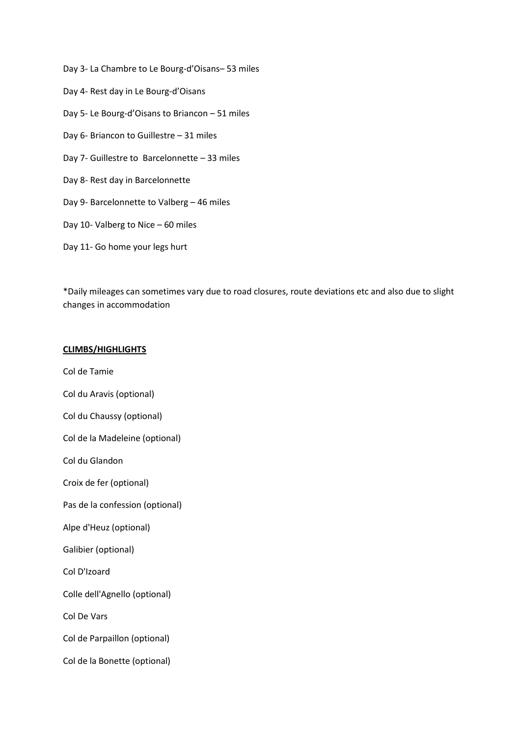Day 3- La Chambre to Le Bourg-d'Oisans– 53 miles

Day 4- Rest day in Le Bourg-d'Oisans

Day 5- Le Bourg-d'Oisans to Briancon – 51 miles

Day 6- Briancon to Guillestre – 31 miles

Day 7- Guillestre to Barcelonnette – 33 miles

Day 8- Rest day in Barcelonnette

Day 9- Barcelonnette to Valberg – 46 miles

Day 10- Valberg to Nice – 60 miles

Day 11- Go home your legs hurt

*Daily mileages can sometimes vary due to road closures, route deviations etc and also due to slight changes in accommodation

**CLIMBS/HIGHLIGHTS**

Col de Tamie

Col du Aravis (optional)

Col du Chaussy (optional)

Col de la Madeleine (optional)

Col du Glandon

Croix de fer (optional)

Pas de la confession (optional)

Alpe d'Heuz (optional)

Galibier (optional)

Col D'Izoard

Colle dell'Agnello (optional)

Col De Vars

Col de Parpaillon (optional)

Col de la Bonette (optional)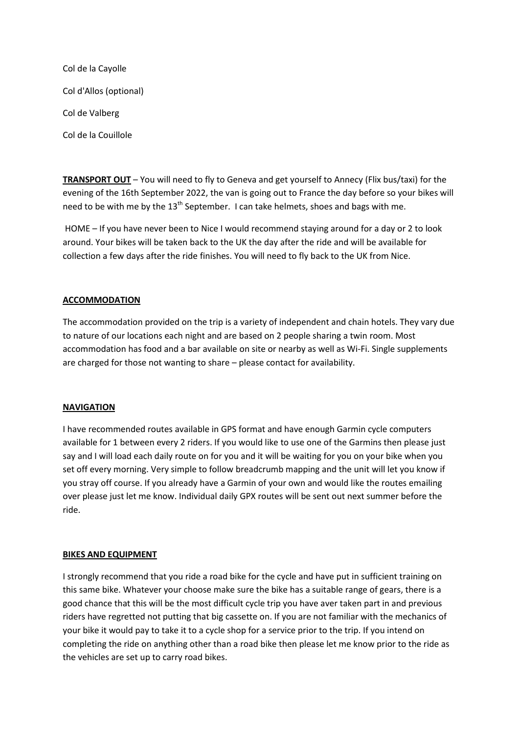Col de la Cayolle

Col d'Allos (optional)

Col de Valberg

Col de la Couillole

**<u>TRANSPORT OUT</u>** – You will need to fly to Geneva and get yourself to Annecy (Flix bus/taxi) for the evening of the 16th September 2022, the van is going out to France the day before so your bikes will need to be with me by the 13th September. I can take helmets, shoes and bags with me.

HOME – If you have never been to Nice I would recommend staying around for a day or 2 to look around. Your bikes will be taken back to the UK the day after the ride and will be available for collection a few days after the ride finishes. You will need to fly back to the UK from Nice.

**<u>ACCOMMODATION</u>**

The accommodation provided on the trip is a variety of independent and chain hotels. They vary due to nature of our locations each night and are based on 2 people sharing a twin room. Most accommodation has food and a bar available on site or nearby as well as Wi-Fi. Single supplements are charged for those not wanting to share – please contact for availability.

**<u>NAVIGATION</u>**

I have recommended routes available in GPS format and have enough Garmin cycle computers available for 1 between every 2 riders. If you would like to use one of the Garmins then please just say and I will load each daily route on for you and it will be waiting for you on your bike when you set off every morning. Very simple to follow breadcrumb mapping and the unit will let you know if you stray off course. If you already have a Garmin of your own and would like the routes emailing over please just let me know. Individual daily GPX routes will be sent out next summer before the ride.

**<u>BIKES AND EQUIPMENT</u>**

I strongly recommend that you ride a road bike for the cycle and have put in sufficient training on this same bike. Whatever your choose make sure the bike has a suitable range of gears, there is a good chance that this will be the most difficult cycle trip you have aver taken part in and previous riders have regretted not putting that big cassette on. If you are not familiar with the mechanics of your bike it would pay to take it to a cycle shop for a service prior to the trip. If you intend on completing the ride on anything other than a road bike then please let me know prior to the ride as the vehicles are set up to carry road bikes.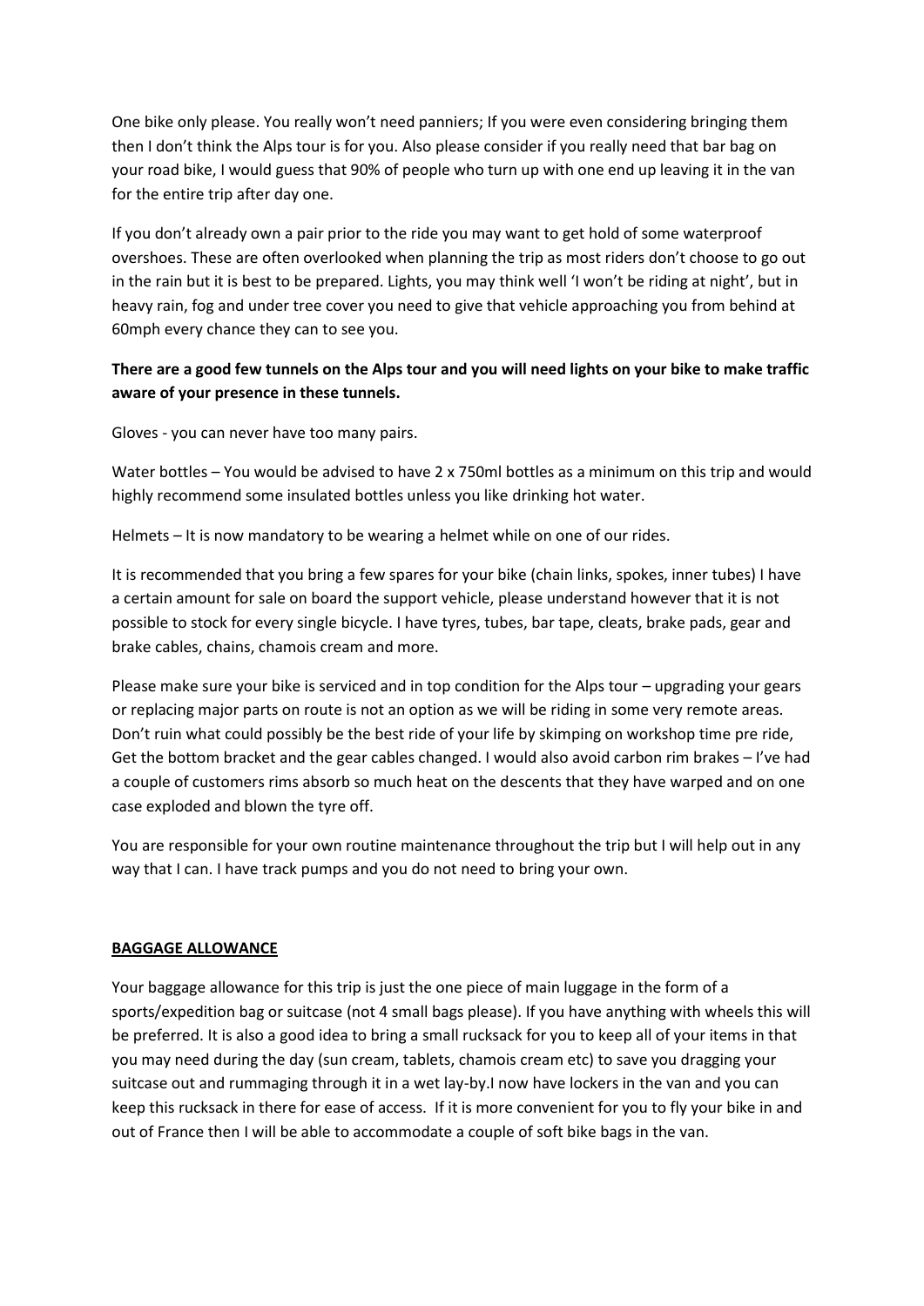One bike only please. You really won't need panniers; If you were even considering bringing them then I don't think the Alps tour is for you. Also please consider if you really need that bar bag on your road bike, I would guess that 90% of people who turn up with one end up leaving it in the van for the entire trip after day one.

If you don't already own a pair prior to the ride you may want to get hold of some waterproof overshoes. These are often overlooked when planning the trip as most riders don't choose to go out in the rain but it is best to be prepared. Lights, you may think well 'I won't be riding at night', but in heavy rain, fog and under tree cover you need to give that vehicle approaching you from behind at 60mph every chance they can to see you.

**There are a good few tunnels on the Alps tour and you will need lights on your bike to make traffic aware of your presence in these tunnels.**

Gloves - you can never have too many pairs.

Water bottles – You would be advised to have 2 x 750ml bottles as a minimum on this trip and would highly recommend some insulated bottles unless you like drinking hot water.

Helmets – It is now mandatory to be wearing a helmet while on one of our rides.

It is recommended that you bring a few spares for your bike (chain links, spokes, inner tubes) I have a certain amount for sale on board the support vehicle, please understand however that it is not possible to stock for every single bicycle. I have tyres, tubes, bar tape, cleats, brake pads, gear and brake cables, chains, chamois cream and more.

Please make sure your bike is serviced and in top condition for the Alps tour – upgrading your gears or replacing major parts on route is not an option as we will be riding in some very remote areas. Don't ruin what could possibly be the best ride of your life by skimping on workshop time pre ride, Get the bottom bracket and the gear cables changed. I would also avoid carbon rim brakes – I've had a couple of customers rims absorb so much heat on the descents that they have warped and on one case exploded and blown the tyre off.

You are responsible for your own routine maintenance throughout the trip but I will help out in any way that I can. I have track pumps and you do not need to bring your own.

## BAGGAGE ALLOWANCE

Your baggage allowance for this trip is just the one piece of main luggage in the form of a sports/expedition bag or suitcase (not 4 small bags please). If you have anything with wheels this will be preferred. It is also a good idea to bring a small rucksack for you to keep all of your items in that you may need during the day (sun cream, tablets, chamois cream etc) to save you dragging your suitcase out and rummaging through it in a wet lay-by.I now have lockers in the van and you can keep this rucksack in there for ease of access. If it is more convenient for you to fly your bike in and out of France then I will be able to accommodate a couple of soft bike bags in the van.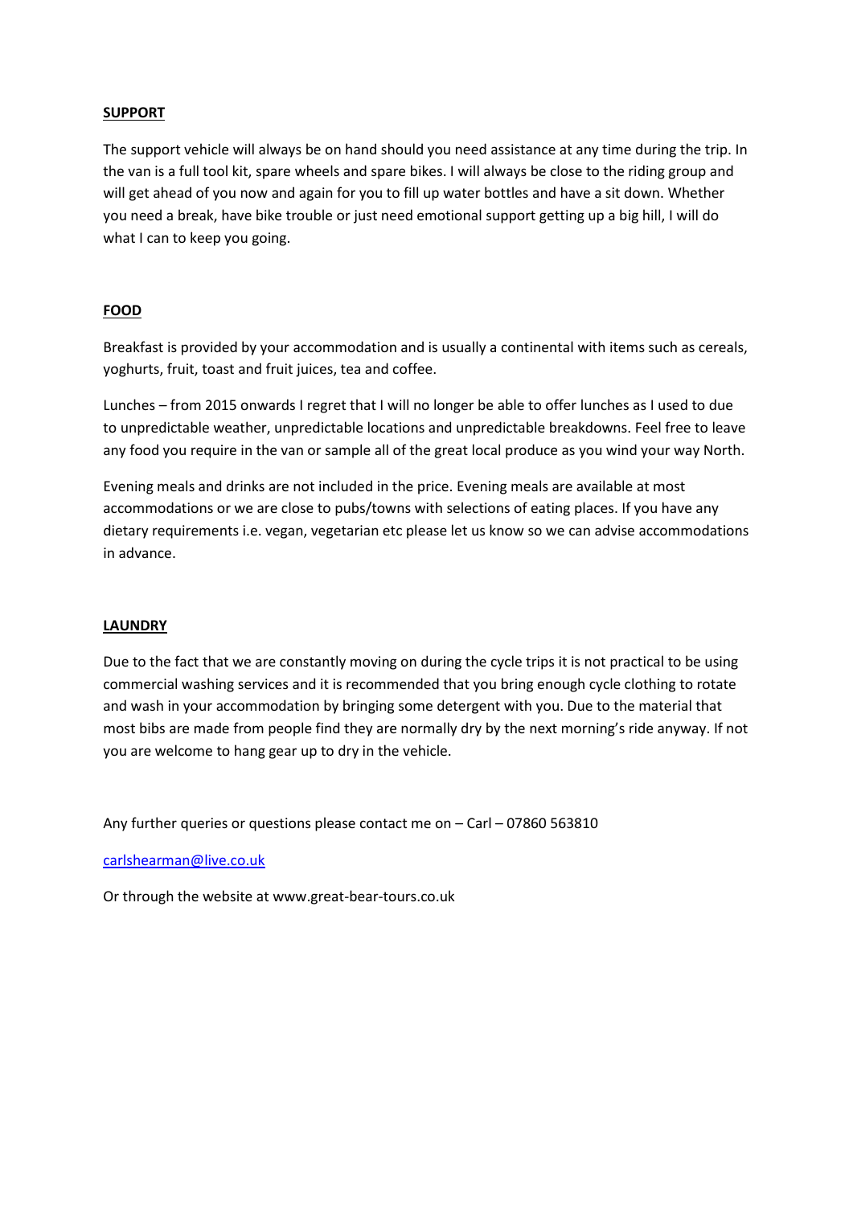## SUPPORT

The support vehicle will always be on hand should you need assistance at any time during the trip. In the van is a full tool kit, spare wheels and spare bikes. I will always be close to the riding group and will get ahead of you now and again for you to fill up water bottles and have a sit down. Whether you need a break, have bike trouble or just need emotional support getting up a big hill, I will do what I can to keep you going.

## FOOD

Breakfast is provided by your accommodation and is usually a continental with items such as cereals, yoghurts, fruit, toast and fruit juices, tea and coffee.

Lunches – from 2015 onwards I regret that I will no longer be able to offer lunches as I used to due to unpredictable weather, unpredictable locations and unpredictable breakdowns. Feel free to leave any food you require in the van or sample all of the great local produce as you wind your way North.

Evening meals and drinks are not included in the price. Evening meals are available at most accommodations or we are close to pubs/towns with selections of eating places. If you have any dietary requirements i.e. vegan, vegetarian etc please let us know so we can advise accommodations in advance.

## LAUNDRY

Due to the fact that we are constantly moving on during the cycle trips it is not practical to be using commercial washing services and it is recommended that you bring enough cycle clothing to rotate and wash in your accommodation by bringing some detergent with you. Due to the material that most bibs are made from people find they are normally dry by the next morning's ride anyway. If not you are welcome to hang gear up to dry in the vehicle.

Any further queries or questions please contact me on – Carl – 07860 563810

carlshearman@live.co.uk

Or through the website at www.great-bear-tours.co.uk